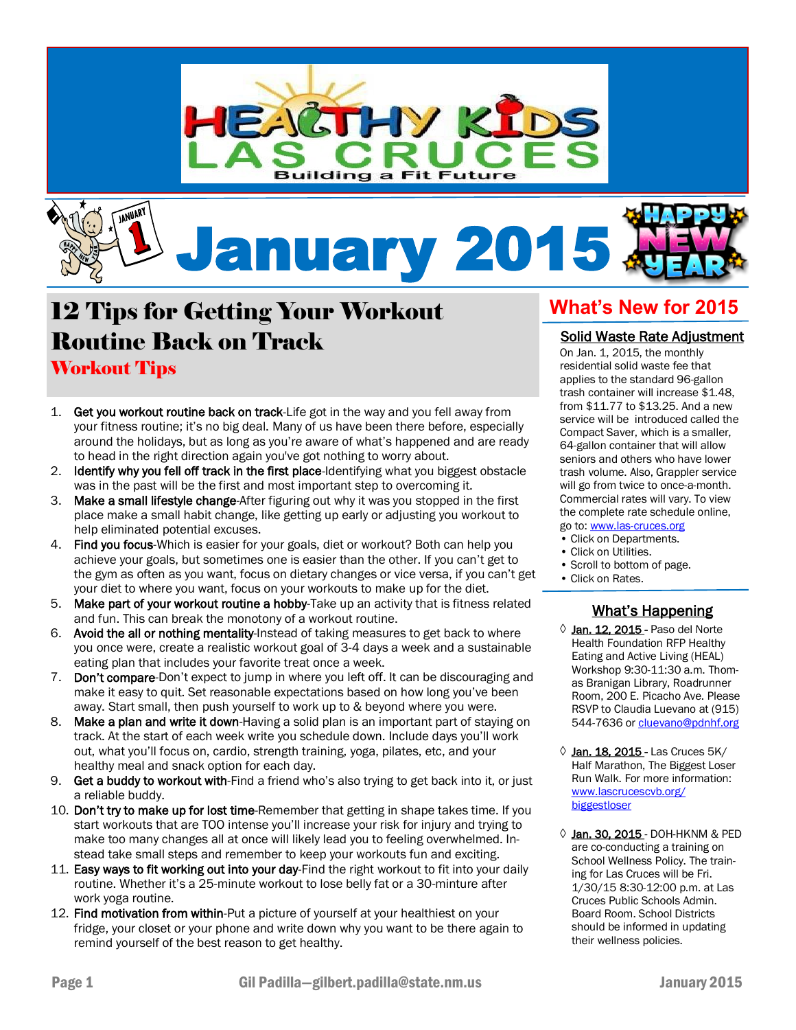# HEALTHY KIDS LAS CRUCES

Building a Fit Future

# January 2015

HAPPY NEW YEAR

## 12 Tips for Getting Your Workout Routine Back on Track

### Workout Tips

1. **Get you workout routine back on track**-Life got in the way and you fell away from your fitness routine; it's no big deal. Many of us have been there before, especially around the holidays, but as long as you're aware of what's happened and are ready to head in the right direction again you've got nothing to worry about.
2. **Identify why you fell off track in the first place**-Identifying what you biggest obstacle was in the past will be the first and most important step to overcoming it.
3. **Make a small lifestyle change**-After figuring out why it was you stopped in the first place make a small habit change, like getting up early or adjusting you workout to help eliminated potential excuses.
4. **Find you focus**-Which is easier for your goals, diet or workout? Both can help you achieve your goals, but sometimes one is easier than the other. If you can't get to the gym as often as you want, focus on dietary changes or vice versa, if you can't get your diet to where you want, focus on your workouts to make up for the diet.
5. **Make part of your workout routine a hobby**-Take up an activity that is fitness related and fun. This can break the monotony of a workout routine.
6. **Avoid the all or nothing mentality**-Instead of taking measures to get back to where you once were, create a realistic workout goal of 3-4 days a week and a sustainable eating plan that includes your favorite treat once a week.
7. **Don't compare**-Don't expect to jump in where you left off. It can be discouraging and make it easy to quit. Set reasonable expectations based on how long you've been away. Start small, then push yourself to work up to & beyond where you were.
8. **Make a plan and write it down**-Having a solid plan is an important part of staying on track. At the start of each week write you schedule down. Include days you'll work out, what you'll focus on, cardio, strength training, yoga, pilates, etc, and your healthy meal and snack option for each day.
9. **Get a buddy to workout with**-Find a friend who's also trying to get back into it, or just a reliable buddy.
10. **Don't try to make up for lost time**-Remember that getting in shape takes time. If you start workouts that are TOO intense you'll increase your risk for injury and trying to make too many changes all at once will likely lead you to feeling overwhelmed. Instead take small steps and remember to keep your workouts fun and exciting.
11. **Easy ways to fit working out into your day**-Find the right workout to fit into your daily routine. Whether it's a 25-minute workout to lose belly fat or a 30-minture after work yoga routine.
12. **Find motivation from within**-Put a picture of yourself at your healthiest on your fridge, your closet or your phone and write down why you want to be there again to remind yourself of the best reason to get healthy.

## What's New for 2015

### Solid Waste Rate Adjustment

On Jan. 1, 2015, the monthly residential solid waste fee that applies to the standard 96-gallon trash container will increase $1.48, from $11.77 to $13.25. And a new service will be introduced called the Compact Saver, which is a smaller, 64-gallon container that will allow seniors and others who have lower trash volume. Also, Grappler service will go from twice to once-a-month. Commercial rates will vary. To view the complete rate schedule online, go to: www.las-cruces.org

- Click on Departments.
- Click on Utilities.
- Scroll to bottom of page.
- Click on Rates.

### What's Happening

- **Jan. 12, 2015** - Paso del Norte Health Foundation RFP Healthy Eating and Active Living (HEAL) Workshop 9:30-11:30 a.m. Thomas Branigan Library, Roadrunner Room, 200 E. Picacho Ave. Please RSVP to Claudia Luevano at (915) 544-7636 or cluevano@pdnhf.org
- **Jan. 18, 2015** - Las Cruces 5K/ Half Marathon, The Biggest Loser Run Walk. For more information: www.lascrucescvb.org/biggestloser
- **Jan. 30, 2015** - DOH-HKNM & PED are co-conducting a training on School Wellness Policy. The training for Las Cruces will be Fri. 1/30/15 8:30-12:00 p.m. at Las Cruces Public Schools Admin. Board Room. School Districts should be informed in updating their wellness policies.

Gil Padilla—gilbert.padilla@state.nm.us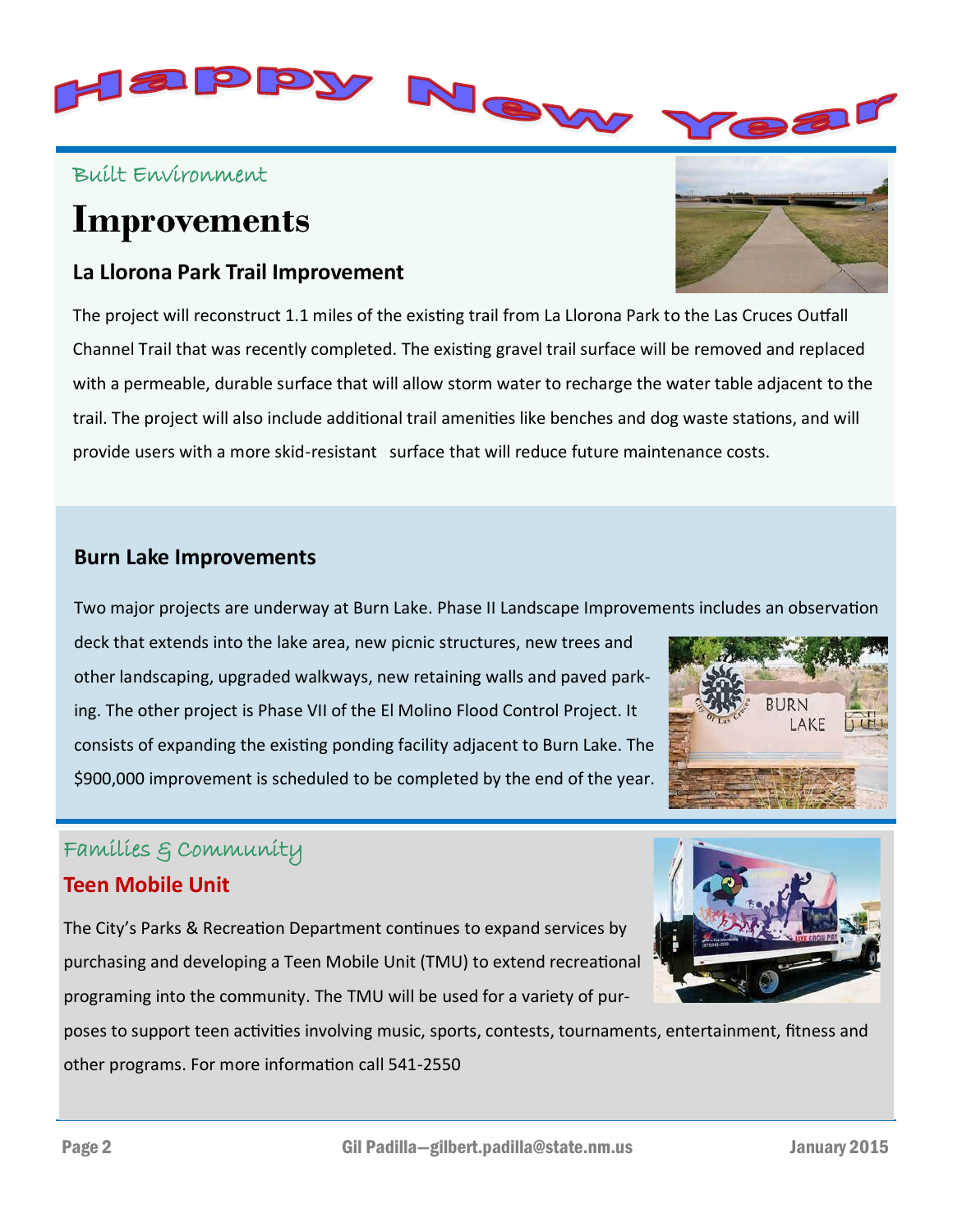# Happy New Year

Built Environment

## Improvements

### La Llorona Park Trail Improvement

The project will reconstruct 1.1 miles of the existing trail from La Llorona Park to the Las Cruces Outfall Channel Trail that was recently completed. The existing gravel trail surface will be removed and replaced with a permeable, durable surface that will allow storm water to recharge the water table adjacent to the trail. The project will also include additional trail amenities like benches and dog waste stations, and will provide users with a more skid-resistant surface that will reduce future maintenance costs.

### Burn Lake Improvements

Two major projects are underway at Burn Lake. Phase II Landscape Improvements includes an observation deck that extends into the lake area, new picnic structures, new trees and other landscaping, upgraded walkways, new retaining walls and paved parking. The other project is Phase VII of the El Molino Flood Control Project. It consists of expanding the existing ponding facility adjacent to Burn Lake. The $900,000 improvement is scheduled to be completed by the end of the year.

Families & Community

### Teen Mobile Unit

The City's Parks & Recreation Department continues to expand services by purchasing and developing a Teen Mobile Unit (TMU) to extend recreational programing into the community. The TMU will be used for a variety of purposes to support teen activities involving music, sports, contests, tournaments, entertainment, fitness and other programs. For more information call 541-2550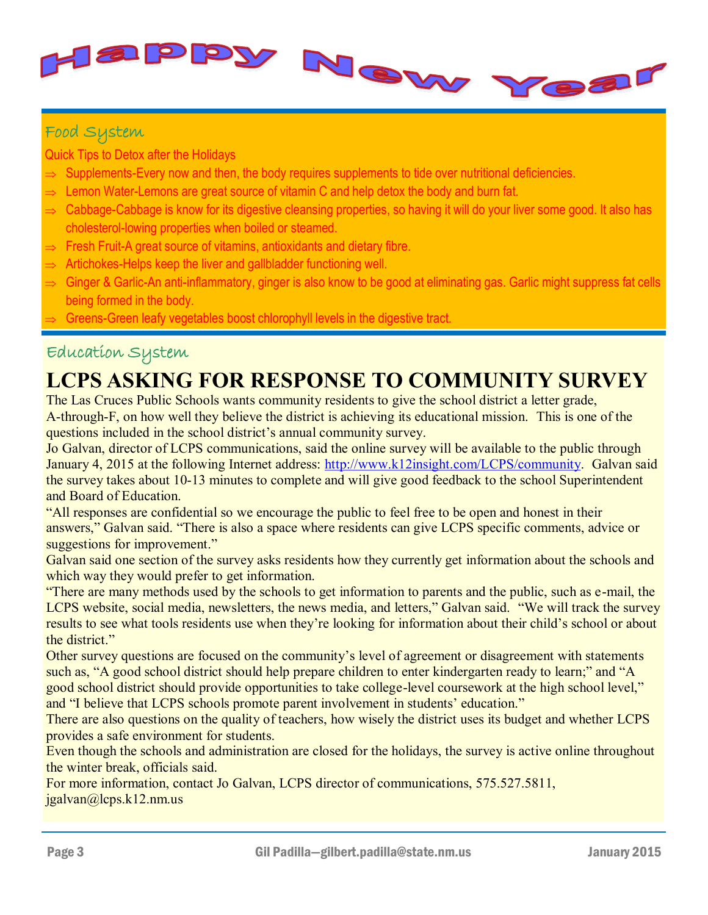# Happy New Year

## Food System

Quick Tips to Detox after the Holidays

- Supplements-Every now and then, the body requires supplements to tide over nutritional deficiencies.
- Lemon Water-Lemons are great source of vitamin C and help detox the body and burn fat.
- Cabbage-Cabbage is know for its digestive cleansing properties, so having it will do your liver some good. It also has cholesterol-lowing properties when boiled or steamed.
- Fresh Fruit-A great source of vitamins, antioxidants and dietary fibre.
- Artichokes-Helps keep the liver and gallbladder functioning well.
- Ginger & Garlic-An anti-inflammatory, ginger is also know to be good at eliminating gas. Garlic might suppress fat cells being formed in the body.
- Greens-Green leafy vegetables boost chlorophyll levels in the digestive tract.

## Education System

### LCPS ASKING FOR RESPONSE TO COMMUNITY SURVEY

The Las Cruces Public Schools wants community residents to give the school district a letter grade, A-through-F, on how well they believe the district is achieving its educational mission. This is one of the questions included in the school district's annual community survey.

Jo Galvan, director of LCPS communications, said the online survey will be available to the public through January 4, 2015 at the following Internet address: http://www.k12insight.com/LCPS/community. Galvan said the survey takes about 10-13 minutes to complete and will give good feedback to the school Superintendent and Board of Education.

"All responses are confidential so we encourage the public to feel free to be open and honest in their answers," Galvan said. "There is also a space where residents can give LCPS specific comments, advice or suggestions for improvement."

Galvan said one section of the survey asks residents how they currently get information about the schools and which way they would prefer to get information.

"There are many methods used by the schools to get information to parents and the public, such as e-mail, the LCPS website, social media, newsletters, the news media, and letters," Galvan said. "We will track the survey results to see what tools residents use when they're looking for information about their child's school or about the district."

Other survey questions are focused on the community's level of agreement or disagreement with statements such as, "A good school district should help prepare children to enter kindergarten ready to learn;" and "A good school district should provide opportunities to take college-level coursework at the high school level," and "I believe that LCPS schools promote parent involvement in students' education."

There are also questions on the quality of teachers, how wisely the district uses its budget and whether LCPS provides a safe environment for students.

Even though the schools and administration are closed for the holidays, the survey is active online throughout the winter break, officials said.

For more information, contact Jo Galvan, LCPS director of communications, 575.527.5811, jgalvan@lcps.k12.nm.us